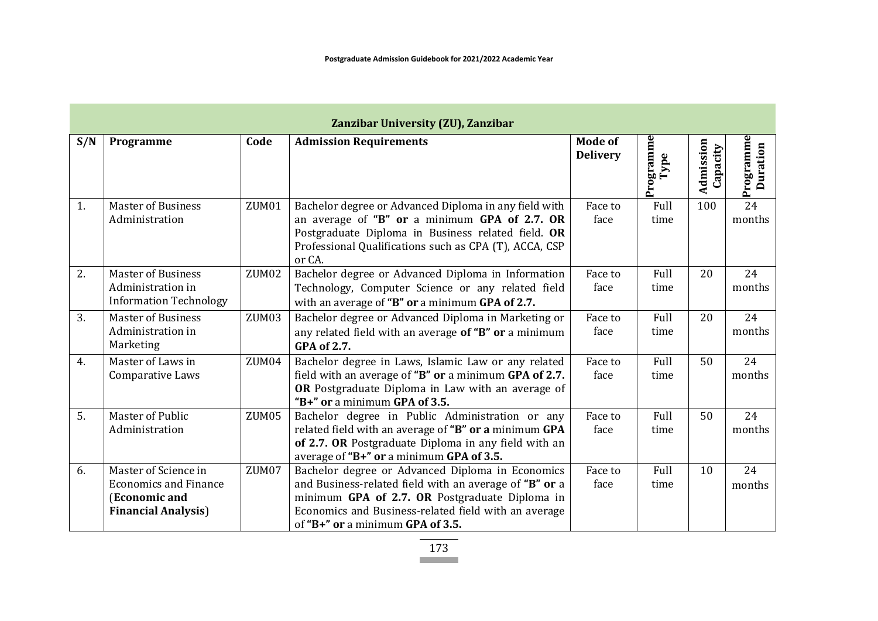| Zanzibar University (ZU), Zanzibar | | | | | | | |
|---|---|---|---|---|---|---|---|
| **S/N** | **Programme** | **Code** | **Admission Requirements** | **Mode of Delivery** | **Programme Type** | **Admission Capacity** | **Programme Duration** |
| 1. | Master of Business Administration | ZUM01 | Bachelor degree or Advanced Diploma in any field with an average of **"B" or** a minimum **GPA of 2.7. OR** Postgraduate Diploma in Business related field. **OR** Professional Qualifications such as CPA (T), ACCA, CSP or CA. | Face to face | Full time | 100 | 24 months |
| 2. | Master of Business Administration in Information Technology | ZUM02 | Bachelor degree or Advanced Diploma in Information Technology, Computer Science or any related field with an average of **"B" or** a minimum **GPA of 2.7.** | Face to face | Full time | 20 | 24 months |
| 3. | Master of Business Administration in Marketing | ZUM03 | Bachelor degree or Advanced Diploma in Marketing or any related field with an average **of "B" or** a minimum **GPA of 2.7.** | Face to face | Full time | 20 | 24 months |
| 4. | Master of Laws in Comparative Laws | ZUM04 | Bachelor degree in Laws, Islamic Law or any related field with an average of **"B" or** a minimum **GPA of 2.7. OR** Postgraduate Diploma in Law with an average of **"B+" or** a minimum **GPA of 3.5.** | Face to face | Full time | 50 | 24 months |
| 5. | Master of Public Administration | ZUM05 | Bachelor degree in Public Administration or any related field with an average of **"B" or a** minimum **GPA of 2.7. OR** Postgraduate Diploma in any field with an average of **"B+" or** a minimum **GPA of 3.5.** | Face to face | Full time | 50 | 24 months |
| 6. | Master of Science in Economics and Finance (**Economic and Financial Analysis**) | ZUM07 | Bachelor degree or Advanced Diploma in Economics and Business-related field with an average of **"B" or** a minimum **GPA of 2.7. OR** Postgraduate Diploma in Economics and Business-related field with an average of **"B+" or** a minimum **GPA of 3.5.** | Face to face | Full time | 10 | 24 months |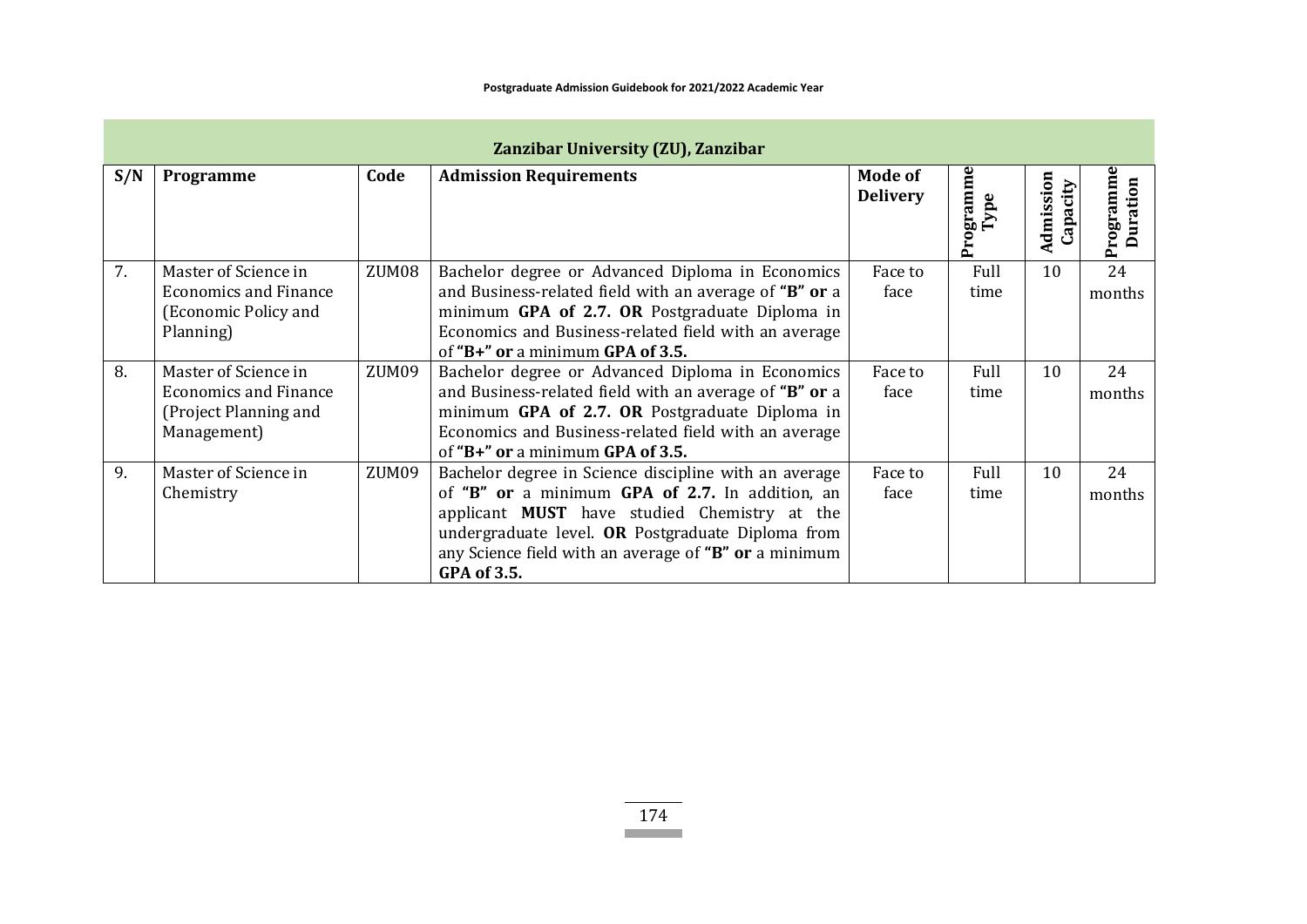| Zanzibar University (ZU), Zanzibar | | | | | | | |
|---|---|---|---|---|---|---|---|
| **S/N** | **Programme** | **Code** | **Admission Requirements** | **Mode of Delivery** | **Programme Type** | **Admission Capacity** | **Programme Duration** |
| 7. | Master of Science in Economics and Finance (Economic Policy and Planning) | ZUM08 | Bachelor degree or Advanced Diploma in Economics and Business-related field with an average of **"B" or** a minimum **GPA of 2.7. OR** Postgraduate Diploma in Economics and Business-related field with an average of **"B+" or** a minimum **GPA of 3.5.** | Face to face | Full time | 10 | 24 months |
| 8. | Master of Science in Economics and Finance (Project Planning and Management) | ZUM09 | Bachelor degree or Advanced Diploma in Economics and Business-related field with an average of **"B" or** a minimum **GPA of 2.7. OR** Postgraduate Diploma in Economics and Business-related field with an average of **"B+" or** a minimum **GPA of 3.5.** | Face to face | Full time | 10 | 24 months |
| 9. | Master of Science in Chemistry | ZUM09 | Bachelor degree in Science discipline with an average of **"B" or** a minimum **GPA of 2.7.** In addition, an applicant **MUST** have studied Chemistry at the undergraduate level. **OR** Postgraduate Diploma from any Science field with an average of **"B" or** a minimum **GPA of 3.5.** | Face to face | Full time | 10 | 24 months |